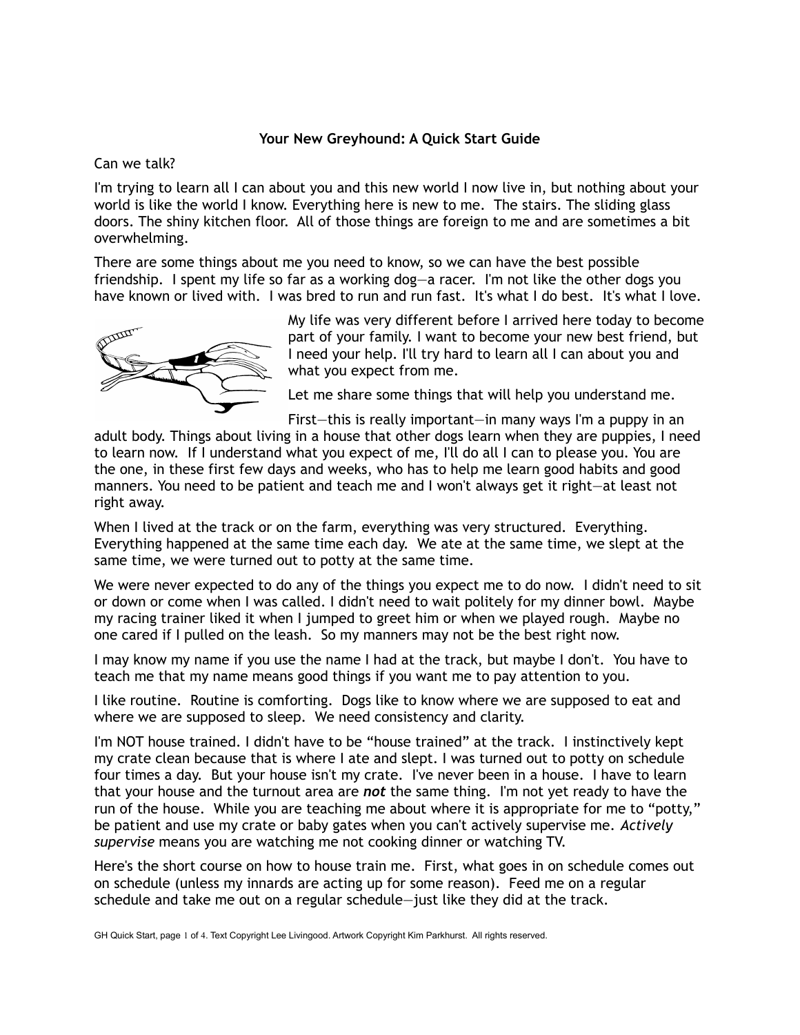# Your New Greyhound: A Quick Start Guide

Can we talk?

I'm trying to learn all I can about you and this new world I now live in, but nothing about your world is like the world I know. Everything here is new to me. The stairs. The sliding glass doors. The shiny kitchen floor. All of those things are foreign to me and are sometimes a bit overwhelming.

There are some things about me you need to know, so we can have the best possible friendship. I spent my life so far as a working dog—a racer. I'm not like the other dogs you have known or lived with. I was bred to run and run fast. It's what I do best. It's what I love.

My life was very different before I arrived here today to become part of your family. I want to become your new best friend, but I need your help. I'll try hard to learn all I can about you and what you expect from me.

Let me share some things that will help you understand me.

First—this is really important—in many ways I'm a puppy in an adult body. Things about living in a house that other dogs learn when they are puppies, I need to learn now. If I understand what you expect of me, I'll do all I can to please you. You are the one, in these first few days and weeks, who has to help me learn good habits and good manners. You need to be patient and teach me and I won't always get it right—at least not right away.

When I lived at the track or on the farm, everything was very structured. Everything. Everything happened at the same time each day. We ate at the same time, we slept at the same time, we were turned out to potty at the same time.

We were never expected to do any of the things you expect me to do now. I didn't need to sit or down or come when I was called. I didn't need to wait politely for my dinner bowl. Maybe my racing trainer liked it when I jumped to greet him or when we played rough. Maybe no one cared if I pulled on the leash. So my manners may not be the best right now.

I may know my name if you use the name I had at the track, but maybe I don't. You have to teach me that my name means good things if you want me to pay attention to you.

I like routine. Routine is comforting. Dogs like to know where we are supposed to eat and where we are supposed to sleep. We need consistency and clarity.

I'm NOT house trained. I didn't have to be "house trained" at the track. I instinctively kept my crate clean because that is where I ate and slept. I was turned out to potty on schedule four times a day. But your house isn't my crate. I've never been in a house. I have to learn that your house and the turnout area are ***not*** the same thing. I'm not yet ready to have the run of the house. While you are teaching me about where it is appropriate for me to "potty," be patient and use my crate or baby gates when you can't actively supervise me. *Actively supervise* means you are watching me not cooking dinner or watching TV.

Here's the short course on how to house train me. First, what goes in on schedule comes out on schedule (unless my innards are acting up for some reason). Feed me on a regular schedule and take me out on a regular schedule—just like they did at the track.

GH Quick Start, page 1 of 4. Text Copyright Lee Livingood. Artwork Copyright Kim Parkhurst. All rights reserved.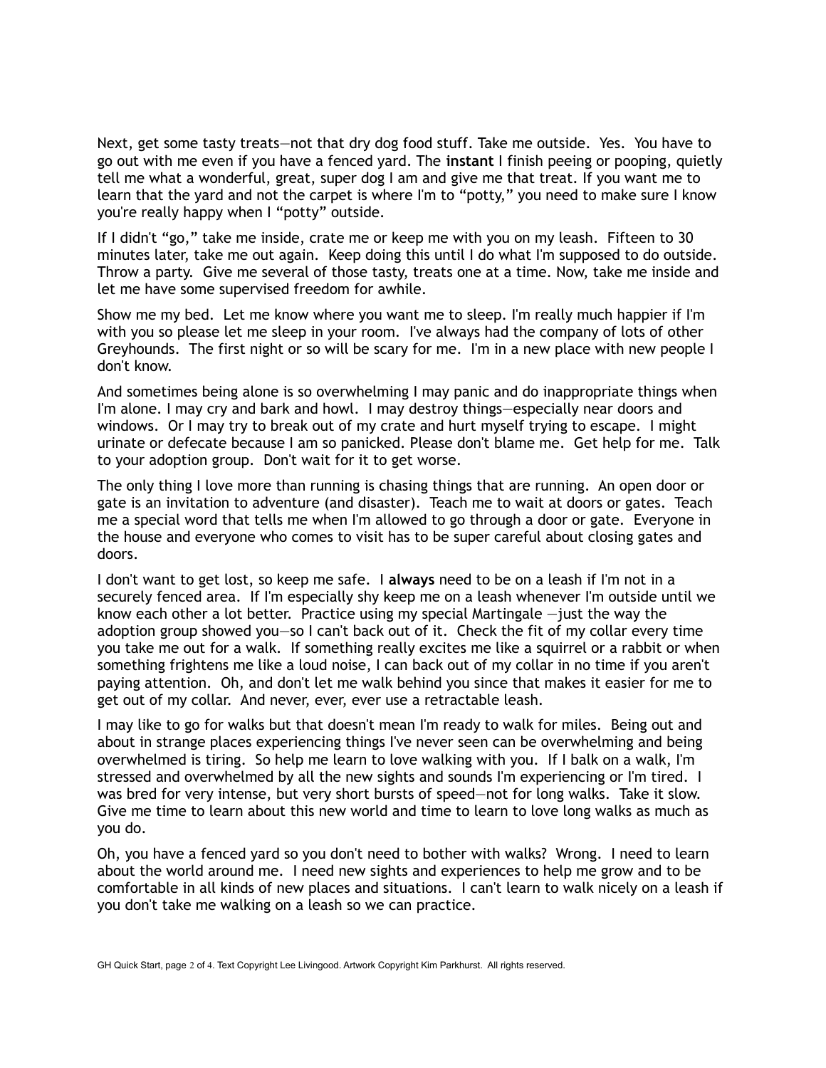Next, get some tasty treats—not that dry dog food stuff. Take me outside. Yes. You have to go out with me even if you have a fenced yard. The **instant** I finish peeing or pooping, quietly tell me what a wonderful, great, super dog I am and give me that treat. If you want me to learn that the yard and not the carpet is where I'm to “potty,” you need to make sure I know you're really happy when I “potty” outside.

If I didn't “go,” take me inside, crate me or keep me with you on my leash. Fifteen to 30 minutes later, take me out again. Keep doing this until I do what I'm supposed to do outside. Throw a party. Give me several of those tasty, treats one at a time. Now, take me inside and let me have some supervised freedom for awhile.

Show me my bed. Let me know where you want me to sleep. I'm really much happier if I'm with you so please let me sleep in your room. I've always had the company of lots of other Greyhounds. The first night or so will be scary for me. I'm in a new place with new people I don't know.

And sometimes being alone is so overwhelming I may panic and do inappropriate things when I'm alone. I may cry and bark and howl. I may destroy things—especially near doors and windows. Or I may try to break out of my crate and hurt myself trying to escape. I might urinate or defecate because I am so panicked. Please don't blame me. Get help for me. Talk to your adoption group. Don't wait for it to get worse.

The only thing I love more than running is chasing things that are running. An open door or gate is an invitation to adventure (and disaster). Teach me to wait at doors or gates. Teach me a special word that tells me when I'm allowed to go through a door or gate. Everyone in the house and everyone who comes to visit has to be super careful about closing gates and doors.

I don't want to get lost, so keep me safe. I **always** need to be on a leash if I'm not in a securely fenced area. If I'm especially shy keep me on a leash whenever I'm outside until we know each other a lot better. Practice using my special Martingale —just the way the adoption group showed you—so I can't back out of it. Check the fit of my collar every time you take me out for a walk. If something really excites me like a squirrel or a rabbit or when something frightens me like a loud noise, I can back out of my collar in no time if you aren't paying attention. Oh, and don't let me walk behind you since that makes it easier for me to get out of my collar. And never, ever, ever use a retractable leash.

I may like to go for walks but that doesn't mean I'm ready to walk for miles. Being out and about in strange places experiencing things I've never seen can be overwhelming and being overwhelmed is tiring. So help me learn to love walking with you. If I balk on a walk, I'm stressed and overwhelmed by all the new sights and sounds I'm experiencing or I'm tired. I was bred for very intense, but very short bursts of speed—not for long walks. Take it slow. Give me time to learn about this new world and time to learn to love long walks as much as you do.

Oh, you have a fenced yard so you don't need to bother with walks? Wrong. I need to learn about the world around me. I need new sights and experiences to help me grow and to be comfortable in all kinds of new places and situations. I can't learn to walk nicely on a leash if you don't take me walking on a leash so we can practice.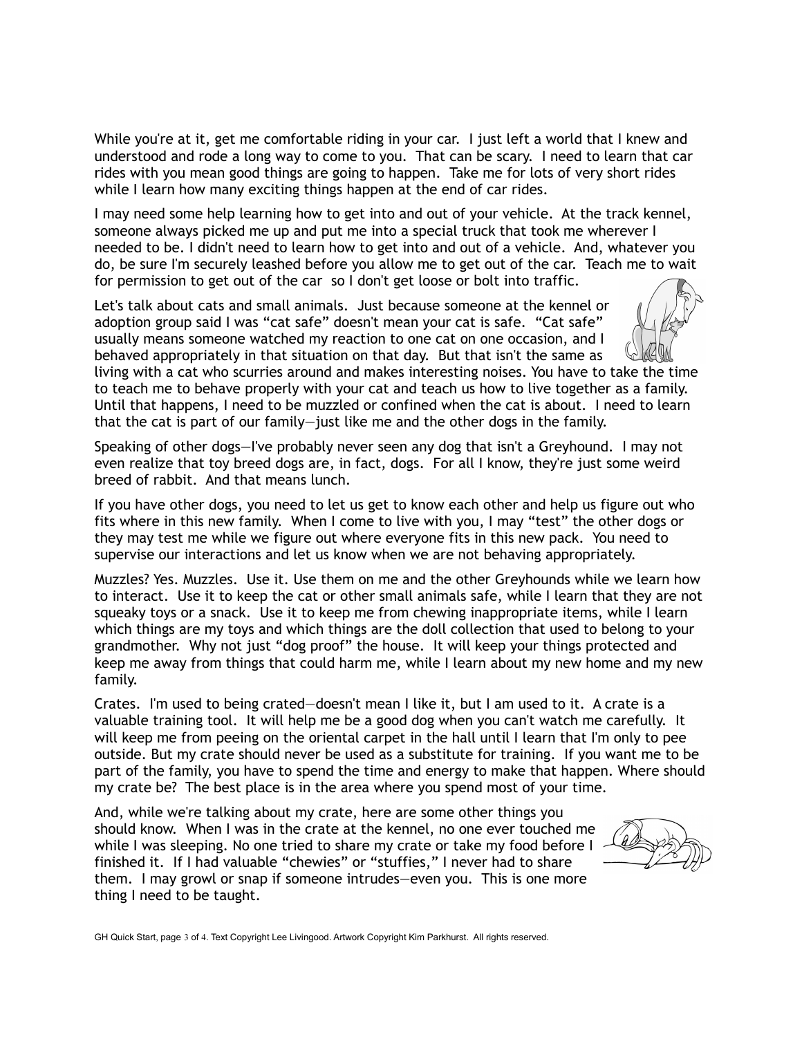While you're at it, get me comfortable riding in your car. I just left a world that I knew and understood and rode a long way to come to you. That can be scary. I need to learn that car rides with you mean good things are going to happen. Take me for lots of very short rides while I learn how many exciting things happen at the end of car rides.

I may need some help learning how to get into and out of your vehicle. At the track kennel, someone always picked me up and put me into a special truck that took me wherever I needed to be. I didn't need to learn how to get into and out of a vehicle. And, whatever you do, be sure I'm securely leashed before you allow me to get out of the car. Teach me to wait for permission to get out of the car so I don't get loose or bolt into traffic.

Let's talk about cats and small animals. Just because someone at the kennel or adoption group said I was "cat safe" doesn't mean your cat is safe. "Cat safe" usually means someone watched my reaction to one cat on one occasion, and I behaved appropriately in that situation on that day. But that isn't the same as living with a cat who scurries around and makes interesting noises. You have to take the time to teach me to behave properly with your cat and teach us how to live together as a family. Until that happens, I need to be muzzled or confined when the cat is about. I need to learn that the cat is part of our family—just like me and the other dogs in the family.

Speaking of other dogs—I've probably never seen any dog that isn't a Greyhound. I may not even realize that toy breed dogs are, in fact, dogs. For all I know, they're just some weird breed of rabbit. And that means lunch.

If you have other dogs, you need to let us get to know each other and help us figure out who fits where in this new family. When I come to live with you, I may "test" the other dogs or they may test me while we figure out where everyone fits in this new pack. You need to supervise our interactions and let us know when we are not behaving appropriately.

Muzzles? Yes. Muzzles. Use it. Use them on me and the other Greyhounds while we learn how to interact. Use it to keep the cat or other small animals safe, while I learn that they are not squeaky toys or a snack. Use it to keep me from chewing inappropriate items, while I learn which things are my toys and which things are the doll collection that used to belong to your grandmother. Why not just "dog proof" the house. It will keep your things protected and keep me away from things that could harm me, while I learn about my new home and my new family.

Crates. I'm used to being crated—doesn't mean I like it, but I am used to it. A crate is a valuable training tool. It will help me be a good dog when you can't watch me carefully. It will keep me from peeing on the oriental carpet in the hall until I learn that I'm only to pee outside. But my crate should never be used as a substitute for training. If you want me to be part of the family, you have to spend the time and energy to make that happen. Where should my crate be? The best place is in the area where you spend most of your time.

And, while we're talking about my crate, here are some other things you should know. When I was in the crate at the kennel, no one ever touched me while I was sleeping. No one tried to share my crate or take my food before I finished it. If I had valuable "chewies" or "stuffies," I never had to share them. I may growl or snap if someone intrudes—even you. This is one more thing I need to be taught.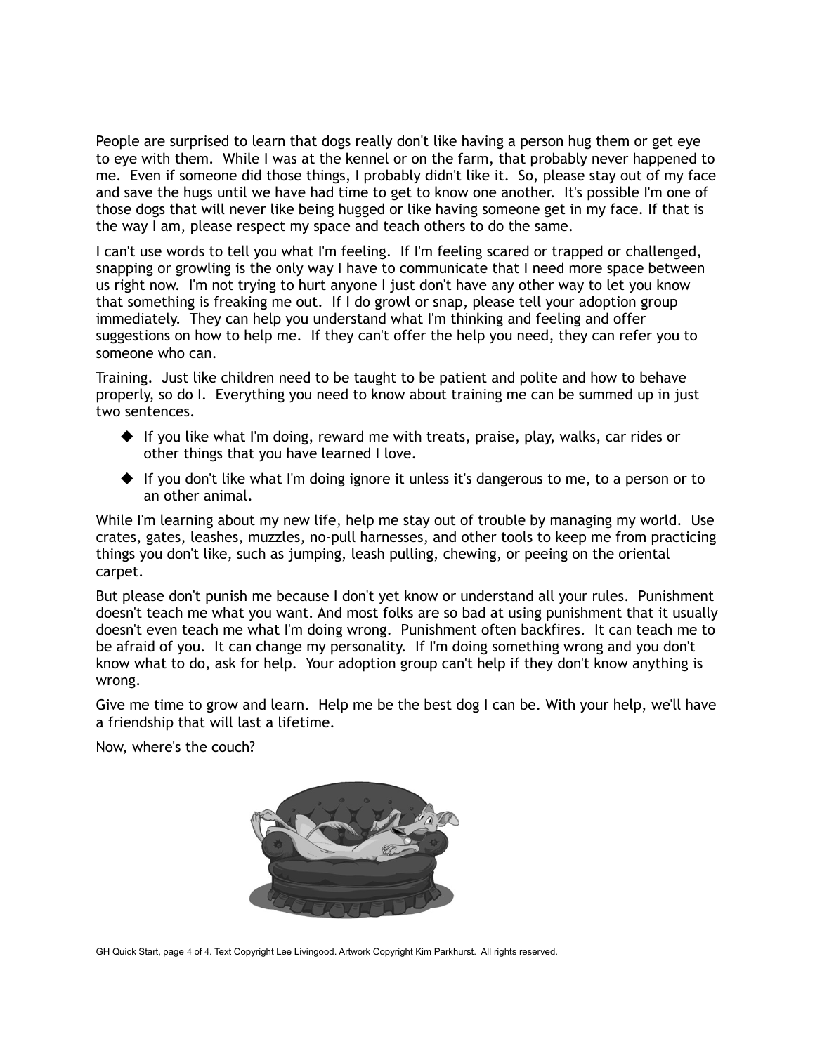People are surprised to learn that dogs really don't like having a person hug them or get eye to eye with them. While I was at the kennel or on the farm, that probably never happened to me. Even if someone did those things, I probably didn't like it. So, please stay out of my face and save the hugs until we have had time to get to know one another. It's possible I'm one of those dogs that will never like being hugged or like having someone get in my face. If that is the way I am, please respect my space and teach others to do the same.

I can't use words to tell you what I'm feeling. If I'm feeling scared or trapped or challenged, snapping or growling is the only way I have to communicate that I need more space between us right now. I'm not trying to hurt anyone I just don't have any other way to let you know that something is freaking me out. If I do growl or snap, please tell your adoption group immediately. They can help you understand what I'm thinking and feeling and offer suggestions on how to help me. If they can't offer the help you need, they can refer you to someone who can.

Training. Just like children need to be taught to be patient and polite and how to behave properly, so do I. Everything you need to know about training me can be summed up in just two sentences.

- If you like what I'm doing, reward me with treats, praise, play, walks, car rides or other things that you have learned I love.
- If you don't like what I'm doing ignore it unless it's dangerous to me, to a person or to an other animal.

While I'm learning about my new life, help me stay out of trouble by managing my world. Use crates, gates, leashes, muzzles, no-pull harnesses, and other tools to keep me from practicing things you don't like, such as jumping, leash pulling, chewing, or peeing on the oriental carpet.

But please don't punish me because I don't yet know or understand all your rules. Punishment doesn't teach me what you want. And most folks are so bad at using punishment that it usually doesn't even teach me what I'm doing wrong. Punishment often backfires. It can teach me to be afraid of you. It can change my personality. If I'm doing something wrong and you don't know what to do, ask for help. Your adoption group can't help if they don't know anything is wrong.

Give me time to grow and learn. Help me be the best dog I can be. With your help, we'll have a friendship that will last a lifetime.

Now, where's the couch?

GH Quick Start, page 4 of 4. Text Copyright Lee Livingood. Artwork Copyright Kim Parkhurst. All rights reserved.